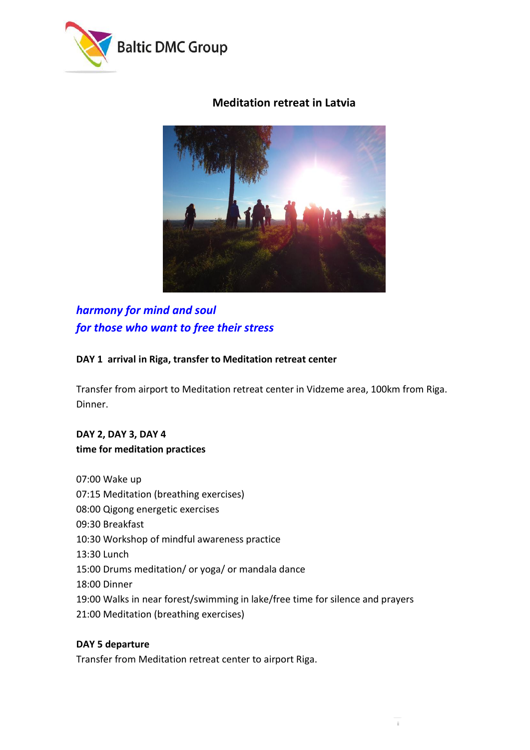Baltic DMC Group

# Meditation retreat in Latvia

***harmony for mind and soul***
***for those who want to free their stress***

**DAY 1 arrival in Riga, transfer to Meditation retreat center**

Transfer from airport to Meditation retreat center in Vidzeme area, 100km from Riga.
Dinner.

**DAY 2, DAY 3, DAY 4**
**time for meditation practices**

07:00 Wake up
07:15 Meditation (breathing exercises)
08:00 Qigong energetic exercises
09:30 Breakfast
10:30 Workshop of mindful awareness practice
13:30 Lunch
15:00 Drums meditation/ or yoga/ or mandala dance
18:00 Dinner
19:00 Walks in near forest/swimming in lake/free time for silence and prayers
21:00 Meditation (breathing exercises)

**DAY 5 departure**
Transfer from Meditation retreat center to airport Riga.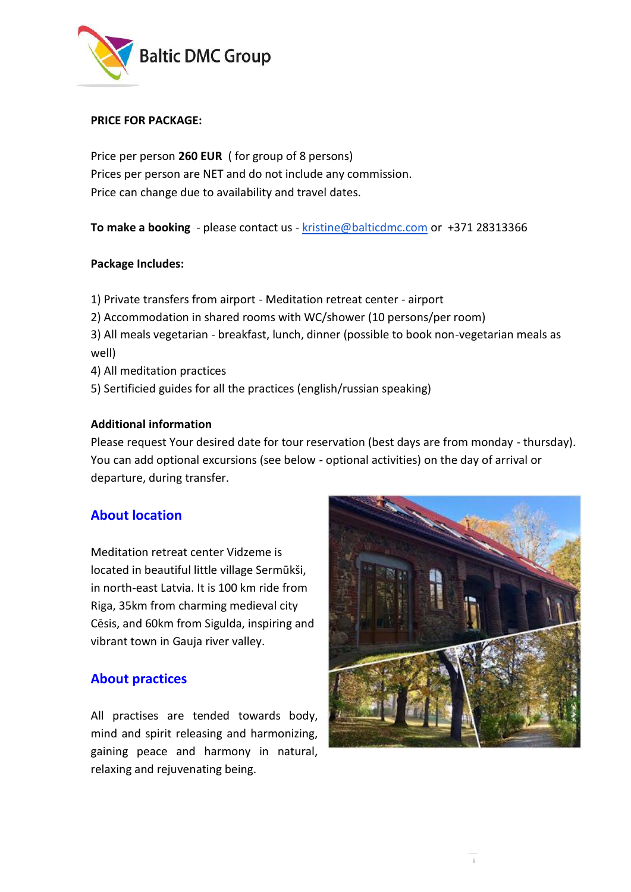**PRICE FOR PACKAGE:**

Price per person **260 EUR** ( for group of 8 persons)
Prices per person are NET and do not include any commission.
Price can change due to availability and travel dates.

**To make a booking** - please contact us - kristine@balticdmc.com or +371 28313366

**Package Includes:**

1) Private transfers from airport - Meditation retreat center - airport
2) Accommodation in shared rooms with WC/shower (10 persons/per room)
3) All meals vegetarian - breakfast, lunch, dinner (possible to book non-vegetarian meals as well)
4) All meditation practices
5) Sertificied guides for all the practices (english/russian speaking)

**Additional information**
Please request Your desired date for tour reservation (best days are from monday - thursday). You can add optional excursions (see below - optional activities) on the day of arrival or departure, during transfer.

## About location

Meditation retreat center Vidzeme is located in beautiful little village Sermūkši, in north-east Latvia. It is 100 km ride from Riga, 35km from charming medieval city Cēsis, and 60km from Sigulda, inspiring and vibrant town in Gauja river valley.

## About practices

All practises are tended towards body, mind and spirit releasing and harmonizing, gaining peace and harmony in natural, relaxing and rejuvenating being.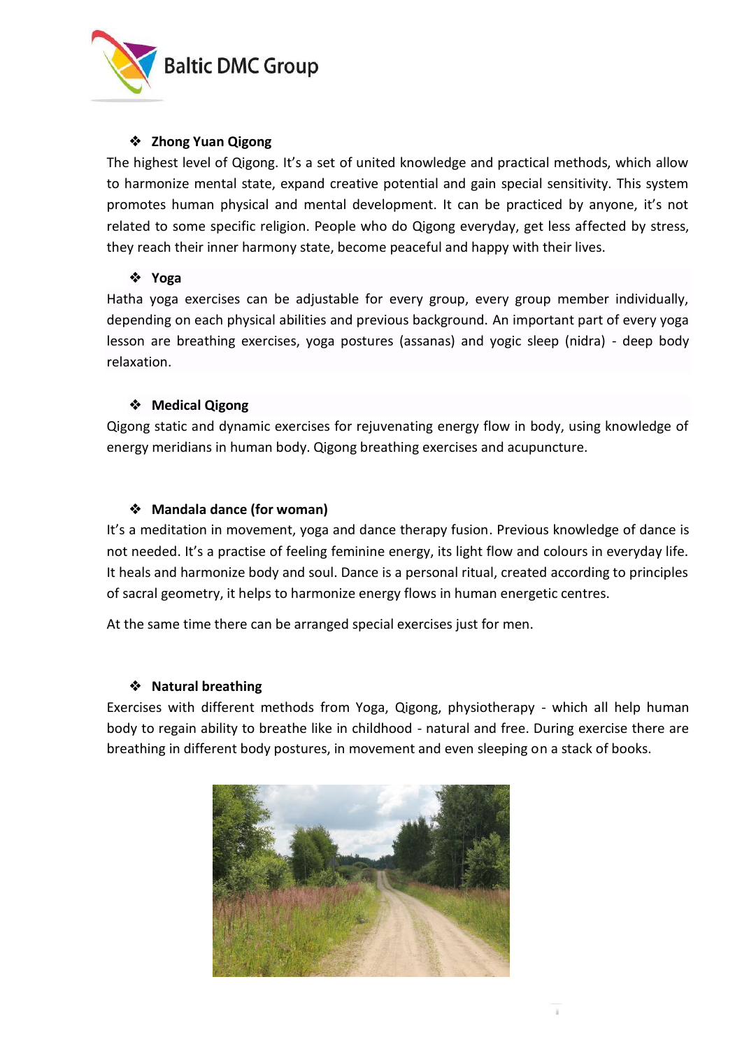- **Zhong Yuan Qigong**

The highest level of Qigong. It's a set of united knowledge and practical methods, which allow to harmonize mental state, expand creative potential and gain special sensitivity. This system promotes human physical and mental development. It can be practiced by anyone, it's not related to some specific religion. People who do Qigong everyday, get less affected by stress, they reach their inner harmony state, become peaceful and happy with their lives.

- **Yoga**

Hatha yoga exercises can be adjustable for every group, every group member individually, depending on each physical abilities and previous background. An important part of every yoga lesson are breathing exercises, yoga postures (assanas) and yogic sleep (nidra) - deep body relaxation.

- **Medical Qigong**

Qigong static and dynamic exercises for rejuvenating energy flow in body, using knowledge of energy meridians in human body. Qigong breathing exercises and acupuncture.

- **Mandala dance (for woman)**

It's a meditation in movement, yoga and dance therapy fusion. Previous knowledge of dance is not needed. It's a practise of feeling feminine energy, its light flow and colours in everyday life. It heals and harmonize body and soul. Dance is a personal ritual, created according to principles of sacral geometry, it helps to harmonize energy flows in human energetic centres.

At the same time there can be arranged special exercises just for men.

- **Natural breathing**

Exercises with different methods from Yoga, Qigong, physiotherapy - which all help human body to regain ability to breathe like in childhood - natural and free. During exercise there are breathing in different body postures, in movement and even sleeping on a stack of books.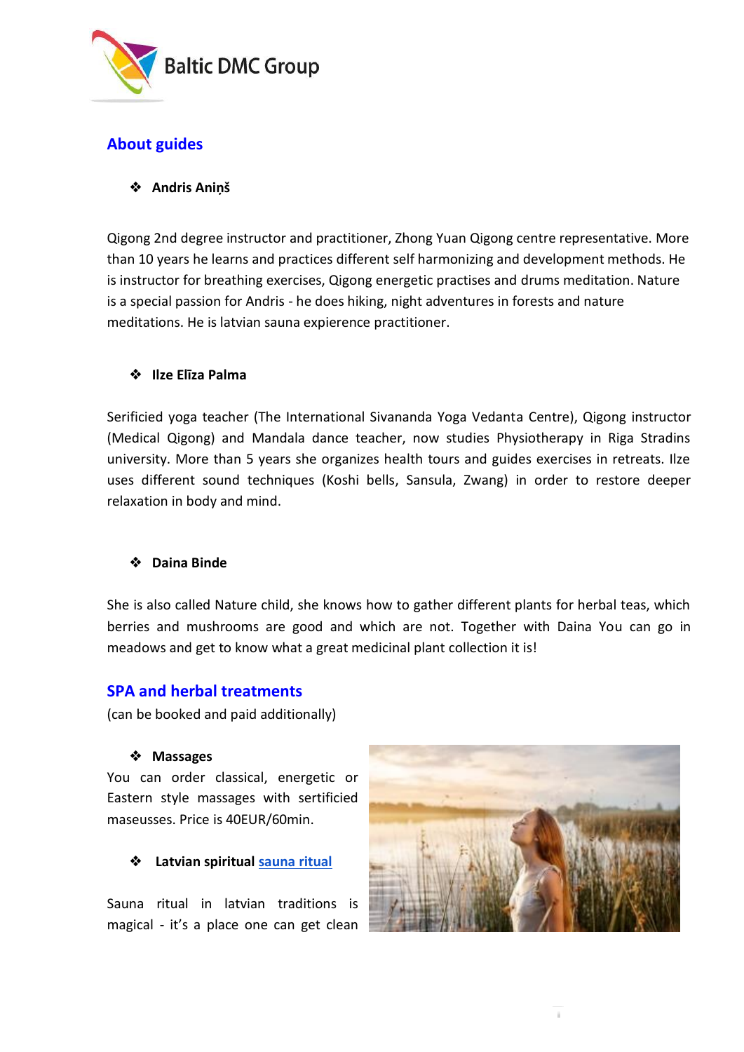## About guides

- **Andris Aniņš**

Qigong 2nd degree instructor and practitioner, Zhong Yuan Qigong centre representative. More than 10 years he learns and practices different self harmonizing and development methods. He is instructor for breathing exercises, Qigong energetic practises and drums meditation. Nature is a special passion for Andris - he does hiking, night adventures in forests and nature meditations. He is latvian sauna expierence practitioner.

- **Ilze Elīza Palma**

Serificied yoga teacher (The International Sivananda Yoga Vedanta Centre), Qigong instructor (Medical Qigong) and Mandala dance teacher, now studies Physiotherapy in Riga Stradins university. More than 5 years she organizes health tours and guides exercises in retreats. Ilze uses different sound techniques (Koshi bells, Sansula, Zwang) in order to restore deeper relaxation in body and mind.

- **Daina Binde**

She is also called Nature child, she knows how to gather different plants for herbal teas, which berries and mushrooms are good and which are not. Together with Daina You can go in meadows and get to know what a great medicinal plant collection it is!

## SPA and herbal treatments

(can be booked and paid additionally)

- **Massages**

You can order classical, energetic or Eastern style massages with sertificied maseusses. Price is 40EUR/60min.

- **Latvian spiritual sauna ritual**

Sauna ritual in latvian traditions is magical - it's a place one can get clean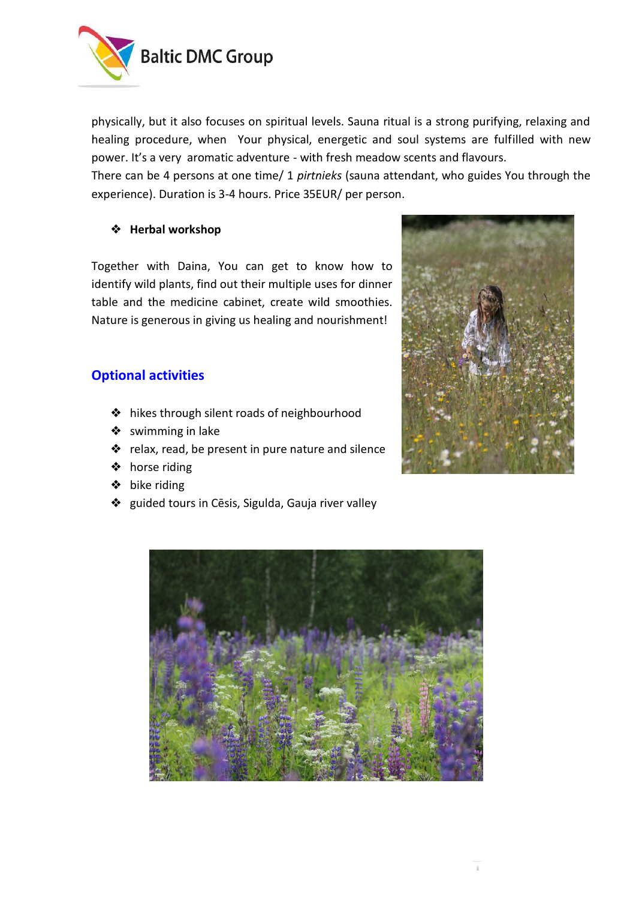physically, but it also focuses on spiritual levels. Sauna ritual is a strong purifying, relaxing and healing procedure, when Your physical, energetic and soul systems are fulfilled with new power. It's a very aromatic adventure - with fresh meadow scents and flavours.
There can be 4 persons at one time/ 1 *pirtnieks* (sauna attendant, who guides You through the experience). Duration is 3-4 hours. Price 35EUR/ per person.

- **Herbal workshop**

Together with Daina, You can get to know how to identify wild plants, find out their multiple uses for dinner table and the medicine cabinet, create wild smoothies. Nature is generous in giving us healing and nourishment!

## Optional activities

- hikes through silent roads of neighbourhood
- swimming in lake
- relax, read, be present in pure nature and silence
- horse riding
- bike riding
- guided tours in Cēsis, Sigulda, Gauja river valley